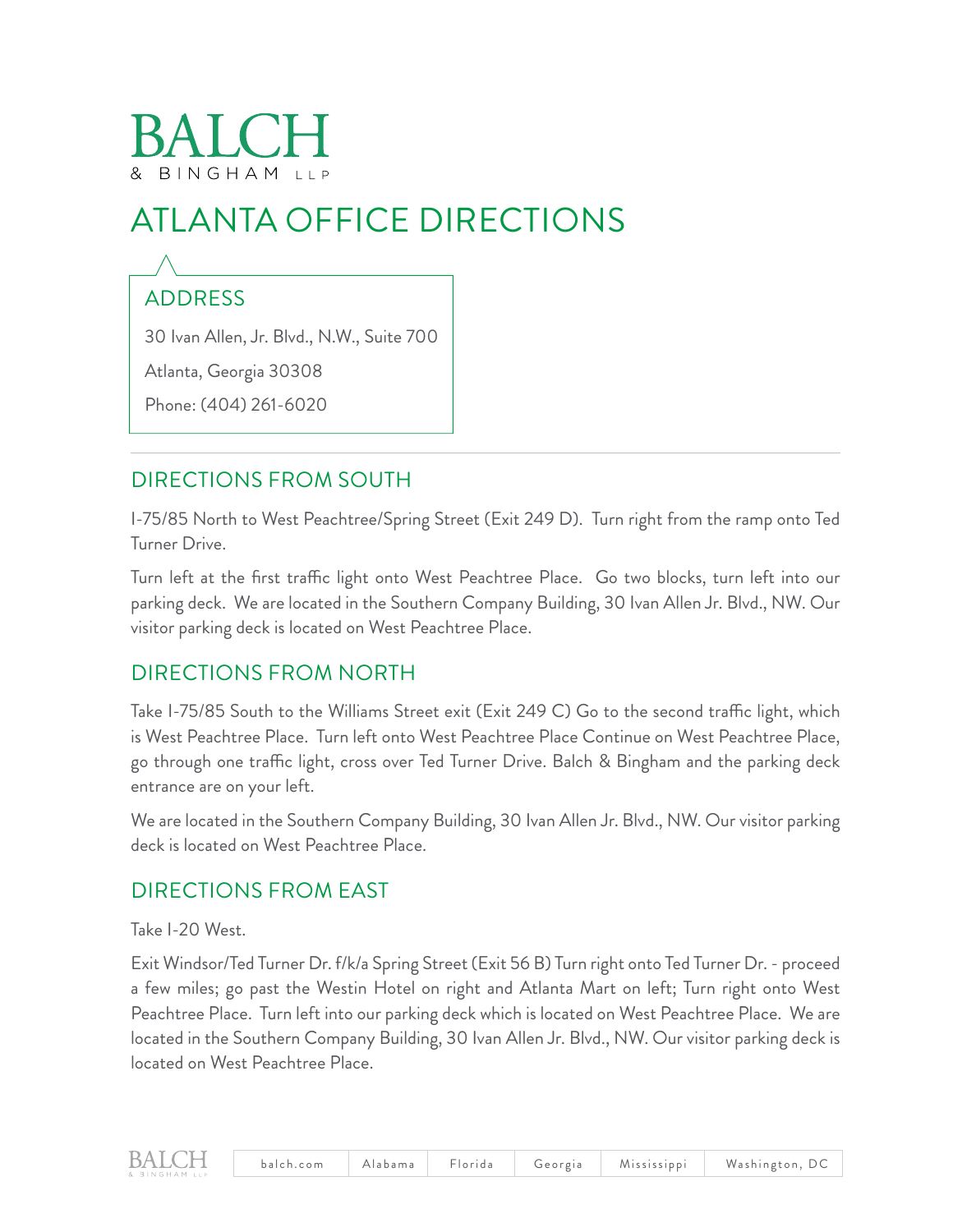# BALCH & BINGHAM LLP

# ATLANTA OFFICE DIRECTIONS

## ADDRESS

30 Ivan Allen, Jr. Blvd., N.W., Suite 700

Atlanta, Georgia 30308

Phone: (404) 261-6020

---

## DIRECTIONS FROM SOUTH

I-75/85 North to West Peachtree/Spring Street (Exit 249 D). Turn right from the ramp onto Ted Turner Drive.

Turn left at the first traffic light onto West Peachtree Place. Go two blocks, turn left into our parking deck. We are located in the Southern Company Building, 30 Ivan Allen Jr. Blvd., NW. Our visitor parking deck is located on West Peachtree Place.

## DIRECTIONS FROM NORTH

Take I-75/85 South to the Williams Street exit (Exit 249 C) Go to the second traffic light, which is West Peachtree Place. Turn left onto West Peachtree Place Continue on West Peachtree Place, go through one traffic light, cross over Ted Turner Drive. Balch & Bingham and the parking deck entrance are on your left.

We are located in the Southern Company Building, 30 Ivan Allen Jr. Blvd., NW. Our visitor parking deck is located on West Peachtree Place.

## DIRECTIONS FROM EAST

Take I-20 West.

Exit Windsor/Ted Turner Dr. f/k/a Spring Street (Exit 56 B) Turn right onto Ted Turner Dr. - proceed a few miles; go past the Westin Hotel on right and Atlanta Mart on left; Turn right onto West Peachtree Place. Turn left into our parking deck which is located on West Peachtree Place. We are located in the Southern Company Building, 30 Ivan Allen Jr. Blvd., NW. Our visitor parking deck is located on West Peachtree Place.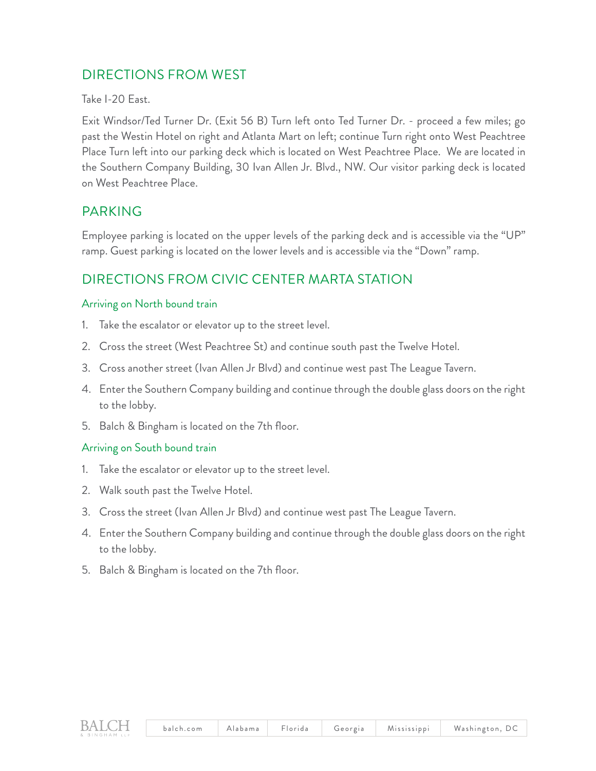## DIRECTIONS FROM WEST

Take I-20 East.

Exit Windsor/Ted Turner Dr. (Exit 56 B) Turn left onto Ted Turner Dr. - proceed a few miles; go past the Westin Hotel on right and Atlanta Mart on left; continue Turn right onto West Peachtree Place Turn left into our parking deck which is located on West Peachtree Place. We are located in the Southern Company Building, 30 Ivan Allen Jr. Blvd., NW. Our visitor parking deck is located on West Peachtree Place.

## PARKING

Employee parking is located on the upper levels of the parking deck and is accessible via the "UP" ramp. Guest parking is located on the lower levels and is accessible via the "Down" ramp.

## DIRECTIONS FROM CIVIC CENTER MARTA STATION

### Arriving on North bound train

1. Take the escalator or elevator up to the street level.
2. Cross the street (West Peachtree St) and continue south past the Twelve Hotel.
3. Cross another street (Ivan Allen Jr Blvd) and continue west past The League Tavern.
4. Enter the Southern Company building and continue through the double glass doors on the right to the lobby.
5. Balch & Bingham is located on the 7th floor.

### Arriving on South bound train

1. Take the escalator or elevator up to the street level.
2. Walk south past the Twelve Hotel.
3. Cross the street (Ivan Allen Jr Blvd) and continue west past The League Tavern.
4. Enter the Southern Company building and continue through the double glass doors on the right to the lobby.
5. Balch & Bingham is located on the 7th floor.